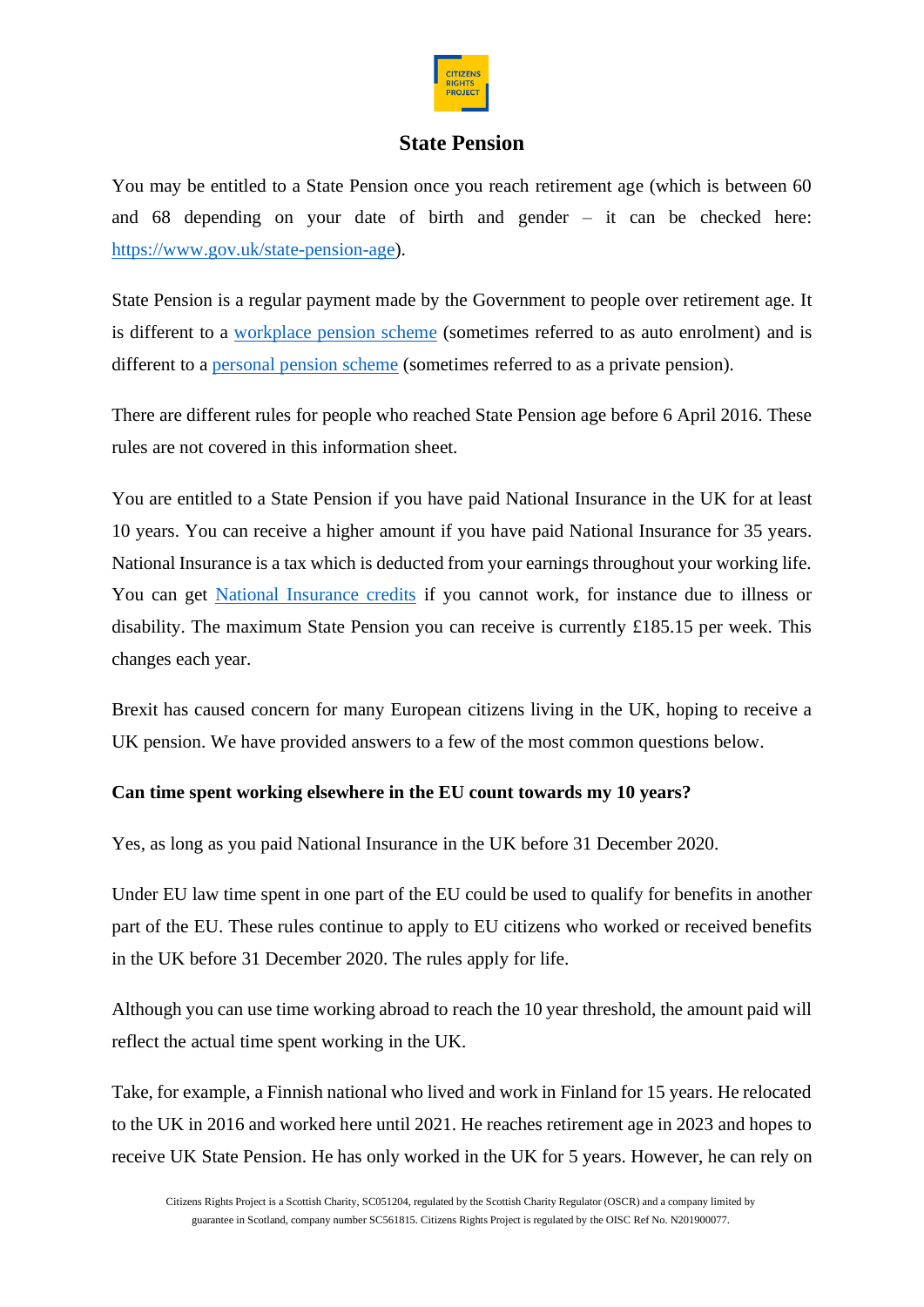# State Pension

You may be entitled to a State Pension once you reach retirement age (which is between 60 and 68 depending on your date of birth and gender – it can be checked here: [https://www.gov.uk/state-pension-age](https://www.gov.uk/state-pension-age)).

State Pension is a regular payment made by the Government to people over retirement age. It is different to a [workplace pension scheme](#) (sometimes referred to as auto enrolment) and is different to a [personal pension scheme](#) (sometimes referred to as a private pension).

There are different rules for people who reached State Pension age before 6 April 2016. These rules are not covered in this information sheet.

You are entitled to a State Pension if you have paid National Insurance in the UK for at least 10 years. You can receive a higher amount if you have paid National Insurance for 35 years. National Insurance is a tax which is deducted from your earnings throughout your working life. You can get [National Insurance credits](#) if you cannot work, for instance due to illness or disability. The maximum State Pension you can receive is currently £185.15 per week. This changes each year.

Brexit has caused concern for many European citizens living in the UK, hoping to receive a UK pension. We have provided answers to a few of the most common questions below.

**Can time spent working elsewhere in the EU count towards my 10 years?**

Yes, as long as you paid National Insurance in the UK before 31 December 2020.

Under EU law time spent in one part of the EU could be used to qualify for benefits in another part of the EU. These rules continue to apply to EU citizens who worked or received benefits in the UK before 31 December 2020. The rules apply for life.

Although you can use time working abroad to reach the 10 year threshold, the amount paid will reflect the actual time spent working in the UK.

Take, for example, a Finnish national who lived and work in Finland for 15 years. He relocated to the UK in 2016 and worked here until 2021. He reaches retirement age in 2023 and hopes to receive UK State Pension. He has only worked in the UK for 5 years. However, he can rely on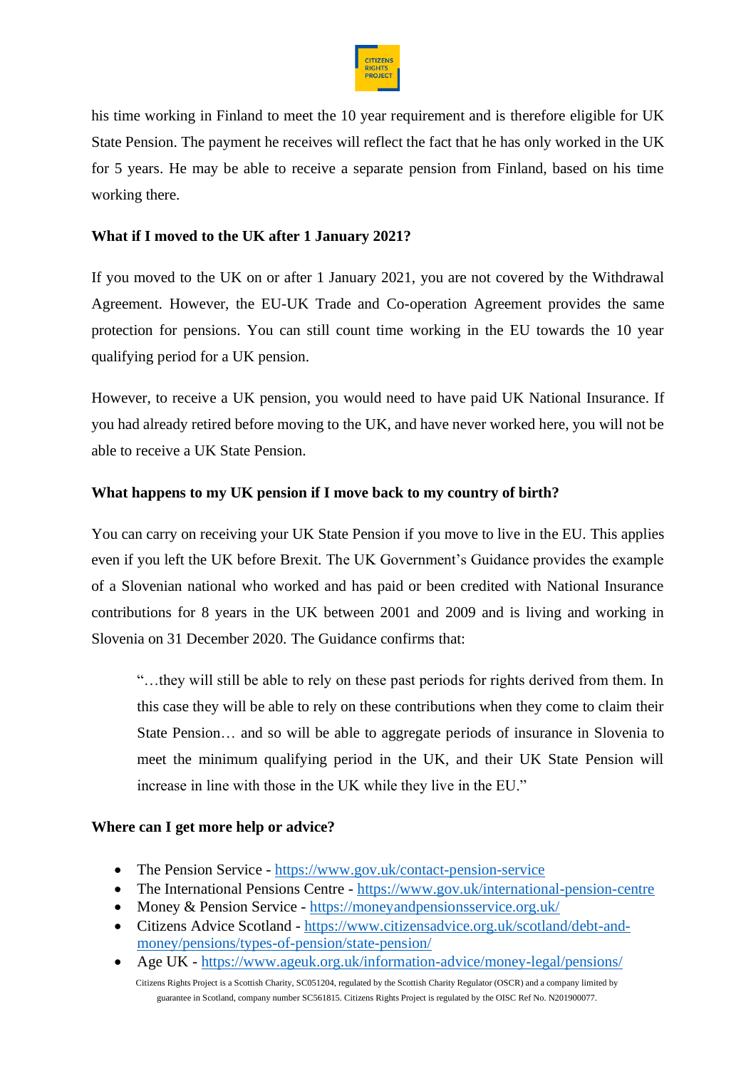his time working in Finland to meet the 10 year requirement and is therefore eligible for UK State Pension. The payment he receives will reflect the fact that he has only worked in the UK for 5 years. He may be able to receive a separate pension from Finland, based on his time working there.

**What if I moved to the UK after 1 January 2021?**

If you moved to the UK on or after 1 January 2021, you are not covered by the Withdrawal Agreement. However, the EU-UK Trade and Co-operation Agreement provides the same protection for pensions. You can still count time working in the EU towards the 10 year qualifying period for a UK pension.

However, to receive a UK pension, you would need to have paid UK National Insurance. If you had already retired before moving to the UK, and have never worked here, you will not be able to receive a UK State Pension.

**What happens to my UK pension if I move back to my country of birth?**

You can carry on receiving your UK State Pension if you move to live in the EU. This applies even if you left the UK before Brexit. The UK Government's Guidance provides the example of a Slovenian national who worked and has paid or been credited with National Insurance contributions for 8 years in the UK between 2001 and 2009 and is living and working in Slovenia on 31 December 2020. The Guidance confirms that:

> "…they will still be able to rely on these past periods for rights derived from them. In this case they will be able to rely on these contributions when they come to claim their State Pension… and so will be able to aggregate periods of insurance in Slovenia to meet the minimum qualifying period in the UK, and their UK State Pension will increase in line with those in the UK while they live in the EU."

**Where can I get more help or advice?**

- The Pension Service - https://www.gov.uk/contact-pension-service
- The International Pensions Centre - https://www.gov.uk/international-pension-centre
- Money & Pension Service - https://moneyandpensionsservice.org.uk/
- Citizens Advice Scotland - https://www.citizensadvice.org.uk/scotland/debt-and-money/pensions/types-of-pension/state-pension/
- Age UK - https://www.ageuk.org.uk/information-advice/money-legal/pensions/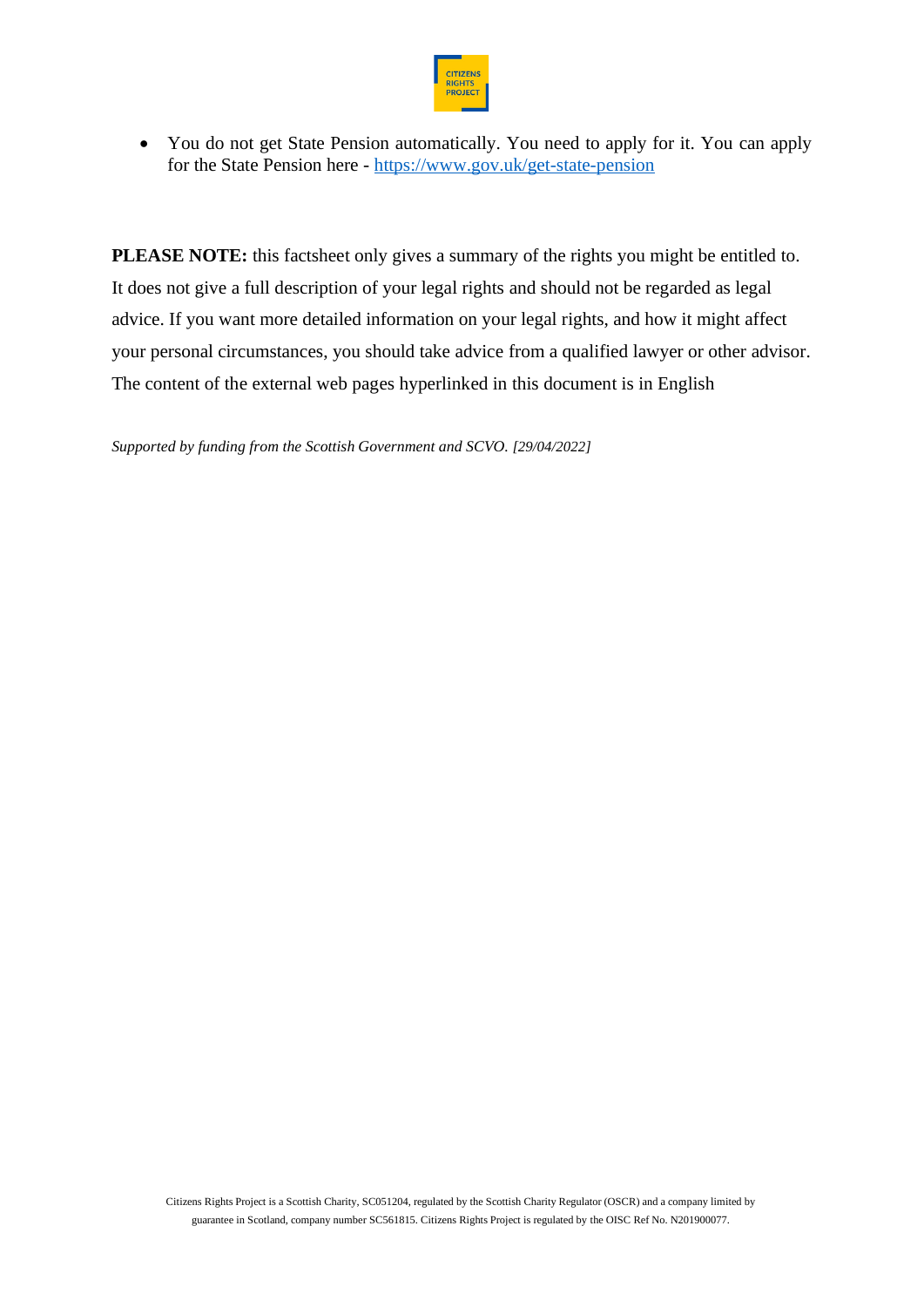- You do not get State Pension automatically. You need to apply for it. You can apply for the State Pension here - [https://www.gov.uk/get-state-pension](https://www.gov.uk/get-state-pension)

**PLEASE NOTE:** this factsheet only gives a summary of the rights you might be entitled to. It does not give a full description of your legal rights and should not be regarded as legal advice. If you want more detailed information on your legal rights, and how it might affect your personal circumstances, you should take advice from a qualified lawyer or other advisor. The content of the external web pages hyperlinked in this document is in English

*Supported by funding from the Scottish Government and SCVO. [29/04/2022]*